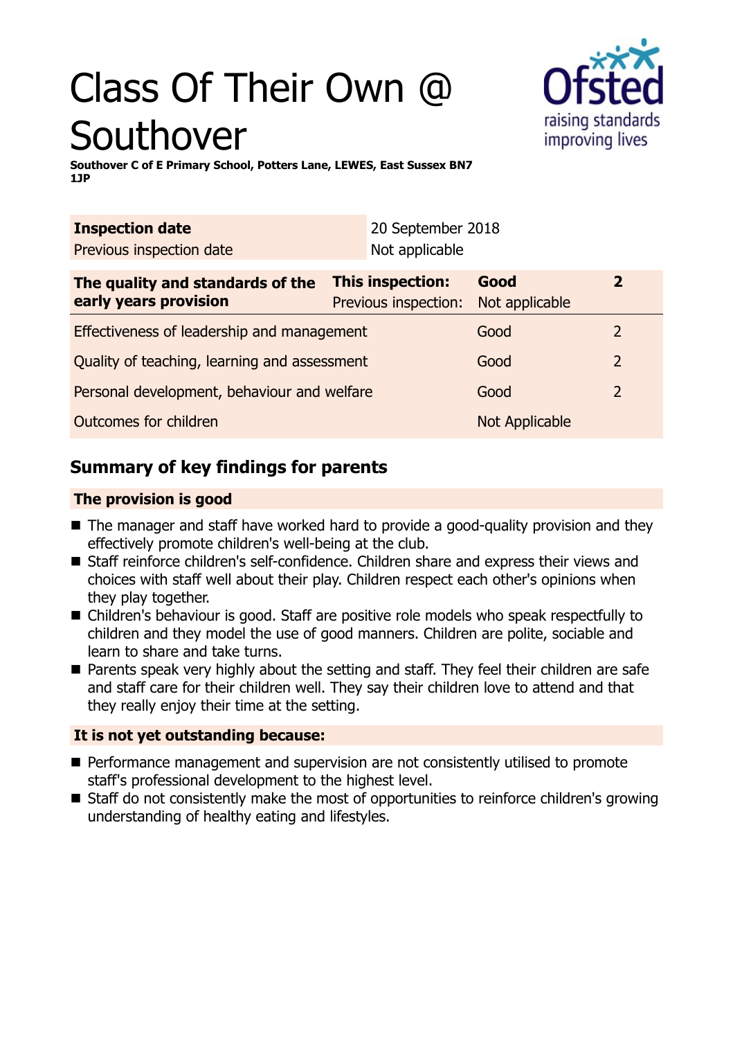# Class Of Their Own @ Southover

**Southover C of E Primary School, Potters Lane, LEWES, East Sussex BN7 1JP**

| **Inspection date** | 20 September 2018 |
|---|---|
| Previous inspection date | Not applicable |

| **The quality and standards of the early years provision** | **This inspection:** | **Good** | **2** |
|---|---|---|---|
| | Previous inspection: | Not applicable | |
| Effectiveness of leadership and management | | Good | 2 |
| Quality of teaching, learning and assessment | | Good | 2 |
| Personal development, behaviour and welfare | | Good | 2 |
| Outcomes for children | | Not Applicable | |

## Summary of key findings for parents

### The provision is good

- The manager and staff have worked hard to provide a good-quality provision and they effectively promote children's well-being at the club.
- Staff reinforce children's self-confidence. Children share and express their views and choices with staff well about their play. Children respect each other's opinions when they play together.
- Children's behaviour is good. Staff are positive role models who speak respectfully to children and they model the use of good manners. Children are polite, sociable and learn to share and take turns.
- Parents speak very highly about the setting and staff. They feel their children are safe and staff care for their children well. They say their children love to attend and that they really enjoy their time at the setting.

### It is not yet outstanding because:

- Performance management and supervision are not consistently utilised to promote staff's professional development to the highest level.
- Staff do not consistently make the most of opportunities to reinforce children's growing understanding of healthy eating and lifestyles.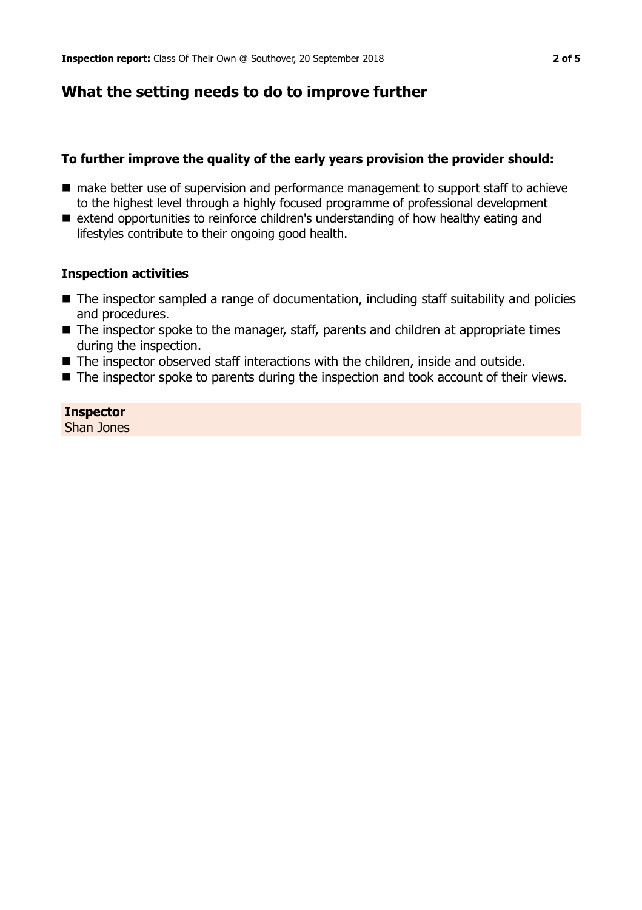## What the setting needs to do to improve further

### To further improve the quality of the early years provision the provider should:

- make better use of supervision and performance management to support staff to achieve to the highest level through a highly focused programme of professional development
- extend opportunities to reinforce children's understanding of how healthy eating and lifestyles contribute to their ongoing good health.

### Inspection activities

- The inspector sampled a range of documentation, including staff suitability and policies and procedures.
- The inspector spoke to the manager, staff, parents and children at appropriate times during the inspection.
- The inspector observed staff interactions with the children, inside and outside.
- The inspector spoke to parents during the inspection and took account of their views.

**Inspector**
Shan Jones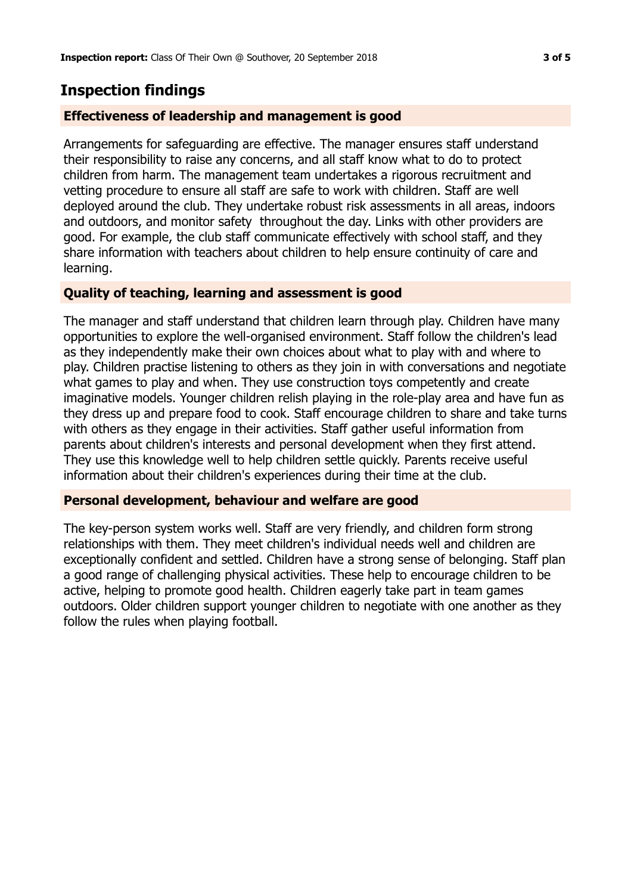## Inspection findings

### Effectiveness of leadership and management is good

Arrangements for safeguarding are effective. The manager ensures staff understand their responsibility to raise any concerns, and all staff know what to do to protect children from harm. The management team undertakes a rigorous recruitment and vetting procedure to ensure all staff are safe to work with children. Staff are well deployed around the club. They undertake robust risk assessments in all areas, indoors and outdoors, and monitor safety throughout the day. Links with other providers are good. For example, the club staff communicate effectively with school staff, and they share information with teachers about children to help ensure continuity of care and learning.

### Quality of teaching, learning and assessment is good

The manager and staff understand that children learn through play. Children have many opportunities to explore the well-organised environment. Staff follow the children's lead as they independently make their own choices about what to play with and where to play. Children practise listening to others as they join in with conversations and negotiate what games to play and when. They use construction toys competently and create imaginative models. Younger children relish playing in the role-play area and have fun as they dress up and prepare food to cook. Staff encourage children to share and take turns with others as they engage in their activities. Staff gather useful information from parents about children's interests and personal development when they first attend. They use this knowledge well to help children settle quickly. Parents receive useful information about their children's experiences during their time at the club.

### Personal development, behaviour and welfare are good

The key-person system works well. Staff are very friendly, and children form strong relationships with them. They meet children's individual needs well and children are exceptionally confident and settled. Children have a strong sense of belonging. Staff plan a good range of challenging physical activities. These help to encourage children to be active, helping to promote good health. Children eagerly take part in team games outdoors. Older children support younger children to negotiate with one another as they follow the rules when playing football.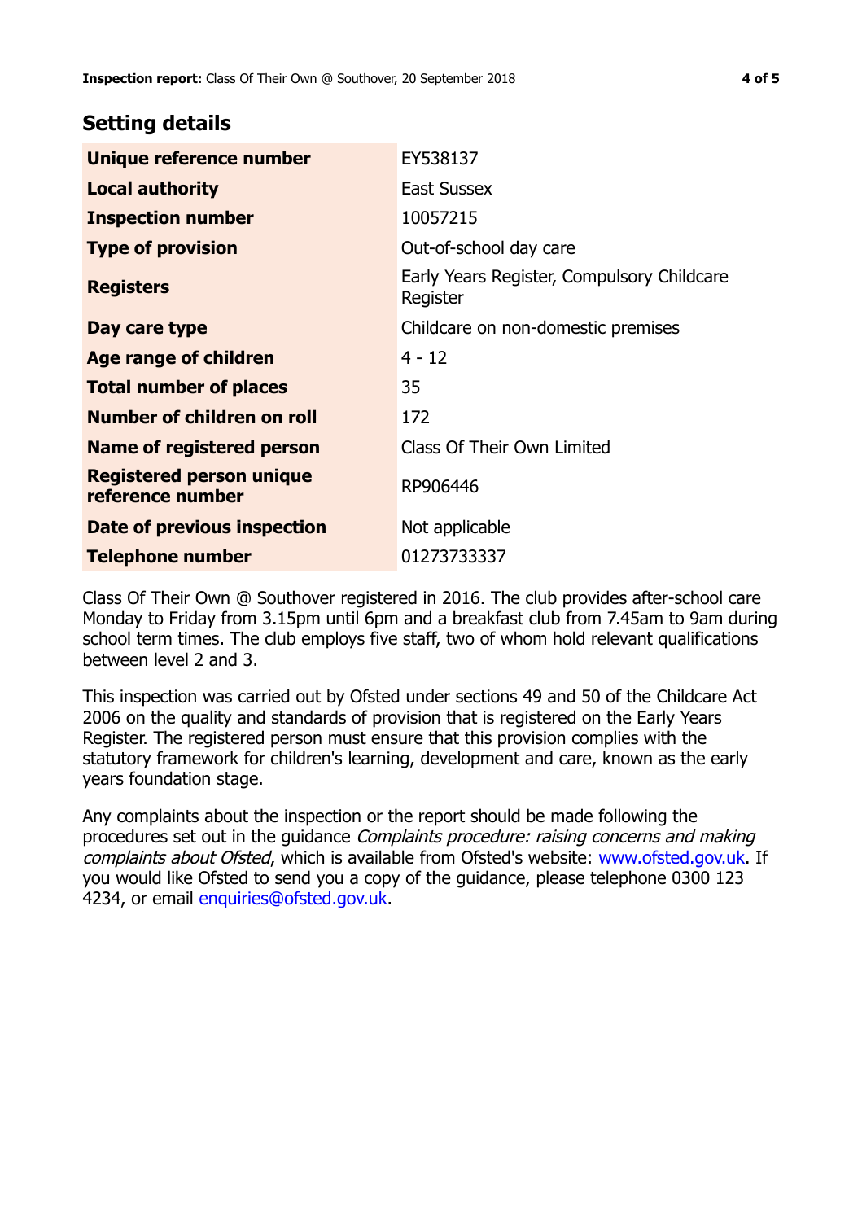## Setting details

| | |
|---|---|
| **Unique reference number** | EY538137 |
| **Local authority** | East Sussex |
| **Inspection number** | 10057215 |
| **Type of provision** | Out-of-school day care |
| **Registers** | Early Years Register, Compulsory Childcare Register |
| **Day care type** | Childcare on non-domestic premises |
| **Age range of children** | 4 - 12 |
| **Total number of places** | 35 |
| **Number of children on roll** | 172 |
| **Name of registered person** | Class Of Their Own Limited |
| **Registered person unique reference number** | RP906446 |
| **Date of previous inspection** | Not applicable |
| **Telephone number** | 01273733337 |

Class Of Their Own @ Southover registered in 2016. The club provides after-school care Monday to Friday from 3.15pm until 6pm and a breakfast club from 7.45am to 9am during school term times. The club employs five staff, two of whom hold relevant qualifications between level 2 and 3.

This inspection was carried out by Ofsted under sections 49 and 50 of the Childcare Act 2006 on the quality and standards of provision that is registered on the Early Years Register. The registered person must ensure that this provision complies with the statutory framework for children's learning, development and care, known as the early years foundation stage.

Any complaints about the inspection or the report should be made following the procedures set out in the guidance *Complaints procedure: raising concerns and making complaints about Ofsted*, which is available from Ofsted's website: www.ofsted.gov.uk. If you would like Ofsted to send you a copy of the guidance, please telephone 0300 123 4234, or email enquiries@ofsted.gov.uk.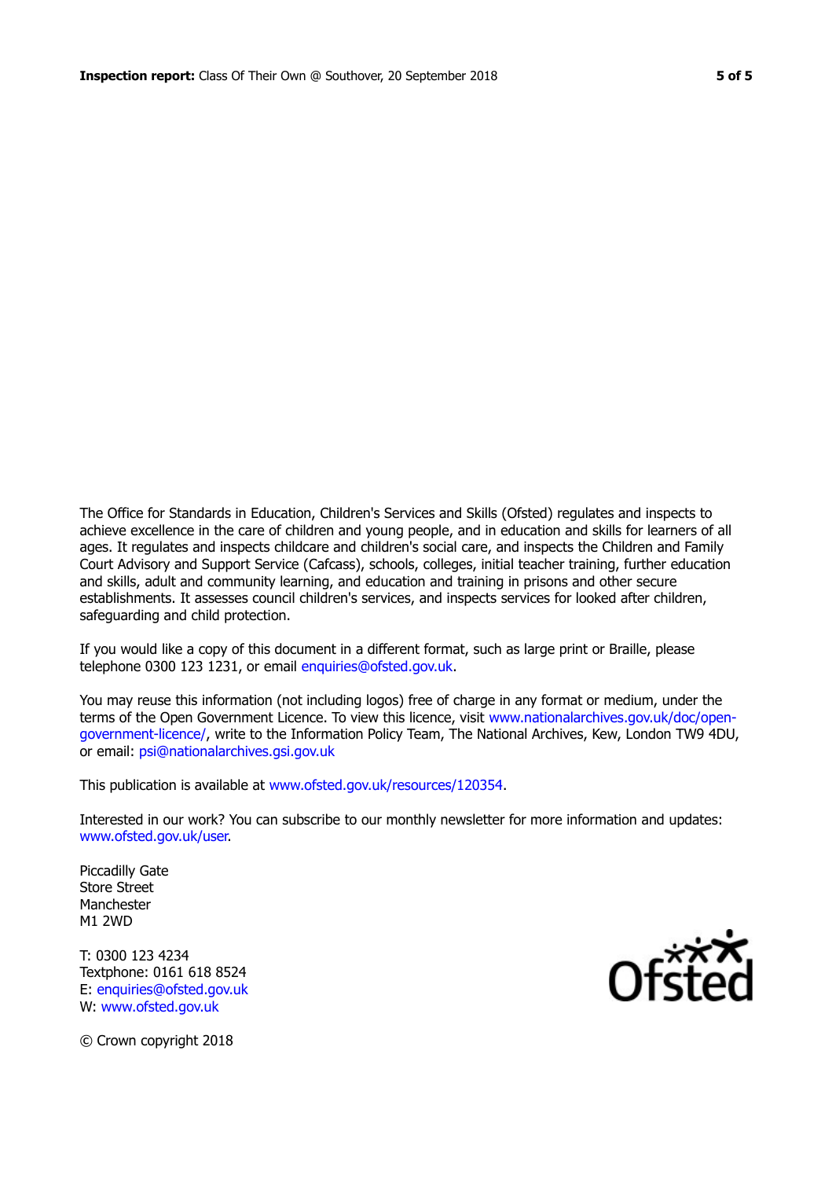The Office for Standards in Education, Children's Services and Skills (Ofsted) regulates and inspects to achieve excellence in the care of children and young people, and in education and skills for learners of all ages. It regulates and inspects childcare and children's social care, and inspects the Children and Family Court Advisory and Support Service (Cafcass), schools, colleges, initial teacher training, further education and skills, adult and community learning, and education and training in prisons and other secure establishments. It assesses council children's services, and inspects services for looked after children, safeguarding and child protection.

If you would like a copy of this document in a different format, such as large print or Braille, please telephone 0300 123 1231, or email enquiries@ofsted.gov.uk.

You may reuse this information (not including logos) free of charge in any format or medium, under the terms of the Open Government Licence. To view this licence, visit www.nationalarchives.gov.uk/doc/open-government-licence/, write to the Information Policy Team, The National Archives, Kew, London TW9 4DU, or email: psi@nationalarchives.gsi.gov.uk

This publication is available at www.ofsted.gov.uk/resources/120354.

Interested in our work? You can subscribe to our monthly newsletter for more information and updates: www.ofsted.gov.uk/user.

Piccadilly Gate
Store Street
Manchester
M1 2WD

T: 0300 123 4234
Textphone: 0161 618 8524
E: enquiries@ofsted.gov.uk
W: www.ofsted.gov.uk

© Crown copyright 2018